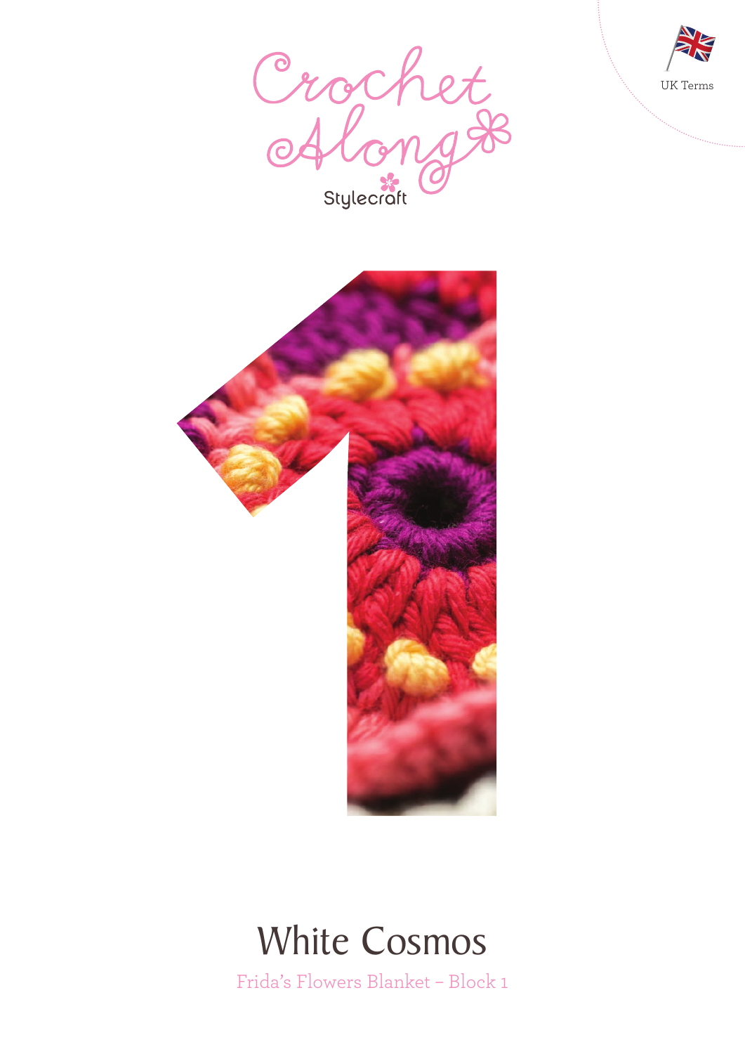UK Terms

Crochet Along

Stylecraft

# White Cosmos

Frida's Flowers Blanket – Block 1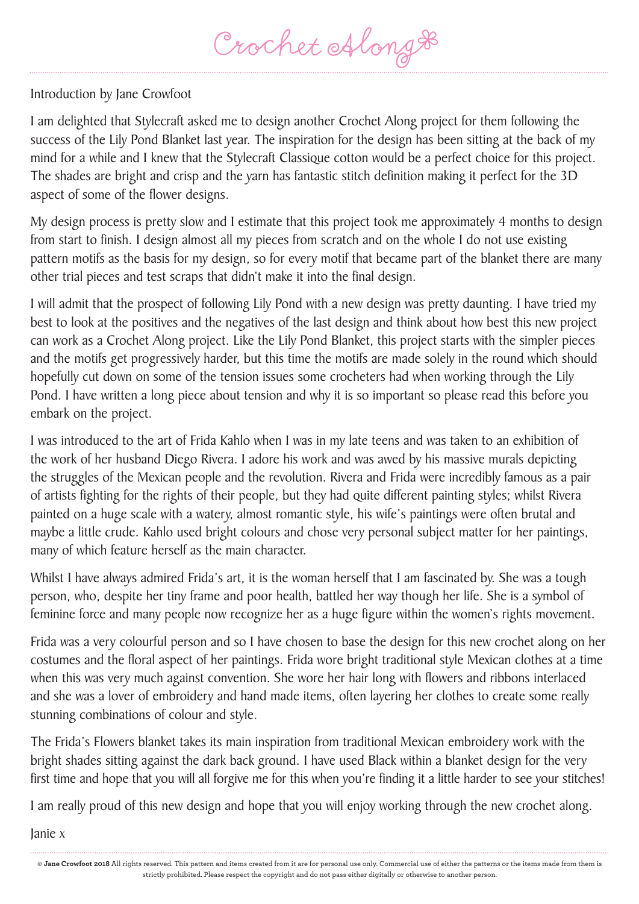# Crochet Along

Introduction by Jane Crowfoot

I am delighted that Stylecraft asked me to design another Crochet Along project for them following the success of the Lily Pond Blanket last year. The inspiration for the design has been sitting at the back of my mind for a while and I knew that the Stylecraft Classique cotton would be a perfect choice for this project. The shades are bright and crisp and the yarn has fantastic stitch definition making it perfect for the 3D aspect of some of the flower designs.

My design process is pretty slow and I estimate that this project took me approximately 4 months to design from start to finish. I design almost all my pieces from scratch and on the whole I do not use existing pattern motifs as the basis for my design, so for every motif that became part of the blanket there are many other trial pieces and test scraps that didn't make it into the final design.

I will admit that the prospect of following Lily Pond with a new design was pretty daunting. I have tried my best to look at the positives and the negatives of the last design and think about how best this new project can work as a Crochet Along project. Like the Lily Pond Blanket, this project starts with the simpler pieces and the motifs get progressively harder, but this time the motifs are made solely in the round which should hopefully cut down on some of the tension issues some crocheters had when working through the Lily Pond. I have written a long piece about tension and why it is so important so please read this before you embark on the project.

I was introduced to the art of Frida Kahlo when I was in my late teens and was taken to an exhibition of the work of her husband Diego Rivera. I adore his work and was awed by his massive murals depicting the struggles of the Mexican people and the revolution. Rivera and Frida were incredibly famous as a pair of artists fighting for the rights of their people, but they had quite different painting styles; whilst Rivera painted on a huge scale with a watery, almost romantic style, his wife's paintings were often brutal and maybe a little crude. Kahlo used bright colours and chose very personal subject matter for her paintings, many of which feature herself as the main character.

Whilst I have always admired Frida's art, it is the woman herself that I am fascinated by. She was a tough person, who, despite her tiny frame and poor health, battled her way though her life. She is a symbol of feminine force and many people now recognize her as a huge figure within the women's rights movement.

Frida was a very colourful person and so I have chosen to base the design for this new crochet along on her costumes and the floral aspect of her paintings. Frida wore bright traditional style Mexican clothes at a time when this was very much against convention. She wore her hair long with flowers and ribbons interlaced and she was a lover of embroidery and hand made items, often layering her clothes to create some really stunning combinations of colour and style.

The Frida's Flowers blanket takes its main inspiration from traditional Mexican embroidery work with the bright shades sitting against the dark back ground. I have used Black within a blanket design for the very first time and hope that you will all forgive me for this when you're finding it a little harder to see your stitches!

I am really proud of this new design and hope that you will enjoy working through the new crochet along.

Janie x

© **Jane Crowfoot 2018** All rights reserved. This pattern and items created from it are for personal use only. Commercial use of either the patterns or the items made from them is strictly prohibited. Please respect the copyright and do not pass either digitally or otherwise to another person.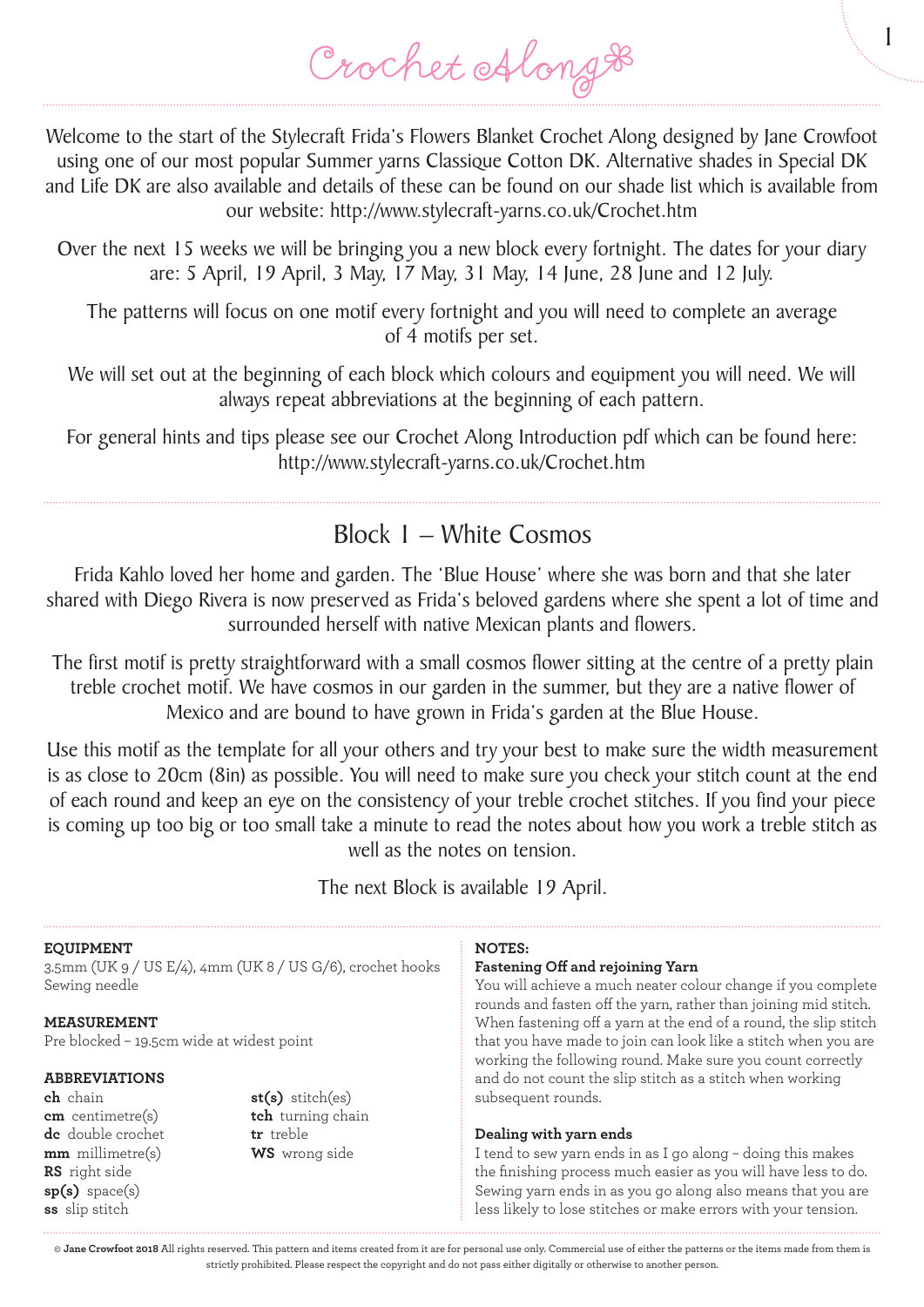# Crochet Along

Welcome to the start of the Stylecraft Frida's Flowers Blanket Crochet Along designed by Jane Crowfoot using one of our most popular Summer yarns Classique Cotton DK. Alternative shades in Special DK and Life DK are also available and details of these can be found on our shade list which is available from our website: http://www.stylecraft-yarns.co.uk/Crochet.htm

Over the next 15 weeks we will be bringing you a new block every fortnight. The dates for your diary are: 5 April, 19 April, 3 May, 17 May, 31 May, 14 June, 28 June and 12 July.

The patterns will focus on one motif every fortnight and you will need to complete an average of 4 motifs per set.

We will set out at the beginning of each block which colours and equipment you will need. We will always repeat abbreviations at the beginning of each pattern.

For general hints and tips please see our Crochet Along Introduction pdf which can be found here: http://www.stylecraft-yarns.co.uk/Crochet.htm

## Block 1 – White Cosmos

Frida Kahlo loved her home and garden. The 'Blue House' where she was born and that she later shared with Diego Rivera is now preserved as Frida's beloved gardens where she spent a lot of time and surrounded herself with native Mexican plants and flowers.

The first motif is pretty straightforward with a small cosmos flower sitting at the centre of a pretty plain treble crochet motif. We have cosmos in our garden in the summer, but they are a native flower of Mexico and are bound to have grown in Frida's garden at the Blue House.

Use this motif as the template for all your others and try your best to make sure the width measurement is as close to 20cm (8in) as possible. You will need to make sure you check your stitch count at the end of each round and keep an eye on the consistency of your treble crochet stitches. If you find your piece is coming up too big or too small take a minute to read the notes about how you work a treble stitch as well as the notes on tension.

The next Block is available 19 April.

### EQUIPMENT

3.5mm (UK 9 / US E/4), 4mm (UK 8 / US G/6), crochet hooks
Sewing needle

### MEASUREMENT

Pre blocked – 19.5cm wide at widest point

### ABBREVIATIONS

- **ch** chain
- **cm** centimetre(s)
- **dc** double crochet
- **mm** millimetre(s)
- **RS** right side
- **sp(s)** space(s)
- **ss** slip stitch
- **st(s)** stitch(es)
- **tch** turning chain
- **tr** treble
- **WS** wrong side

### NOTES:

**Fastening Off and rejoining Yarn**

You will achieve a much neater colour change if you complete rounds and fasten off the yarn, rather than joining mid stitch. When fastening off a yarn at the end of a round, the slip stitch that you have made to join can look like a stitch when you are working the following round. Make sure you count correctly and do not count the slip stitch as a stitch when working subsequent rounds.

**Dealing with yarn ends**

I tend to sew yarn ends in as I go along – doing this makes the finishing process much easier as you will have less to do. Sewing yarn ends in as you go along also means that you are less likely to lose stitches or make errors with your tension.

© **Jane Crowfoot 2018** All rights reserved. This pattern and items created from it are for personal use only. Commercial use of either the patterns or the items made from them is strictly prohibited. Please respect the copyright and do not pass either digitally or otherwise to another person.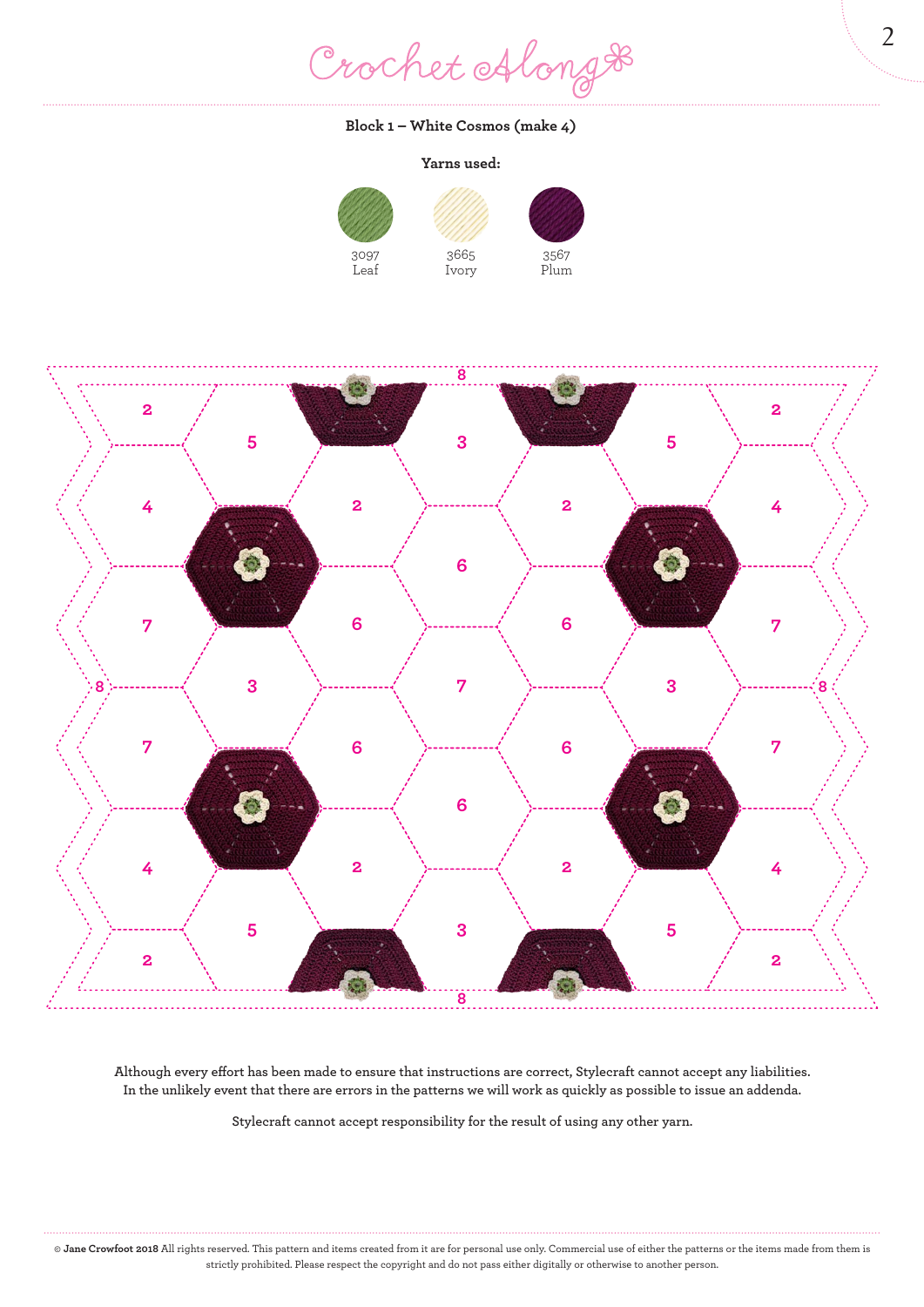### Block 1 – White Cosmos (make 4)

**Yarns used:**

3097 Leaf

3665 Ivory

3567 Plum

Although every effort has been made to ensure that instructions are correct, Stylecraft cannot accept any liabilities. In the unlikely event that there are errors in the patterns we will work as quickly as possible to issue an addenda.

Stylecraft cannot accept responsibility for the result of using any other yarn.

© **Jane Crowfoot 2018** All rights reserved. This pattern and items created from it are for personal use only. Commercial use of either the patterns or the items made from them is strictly prohibited. Please respect the copyright and do not pass either digitally or otherwise to another person.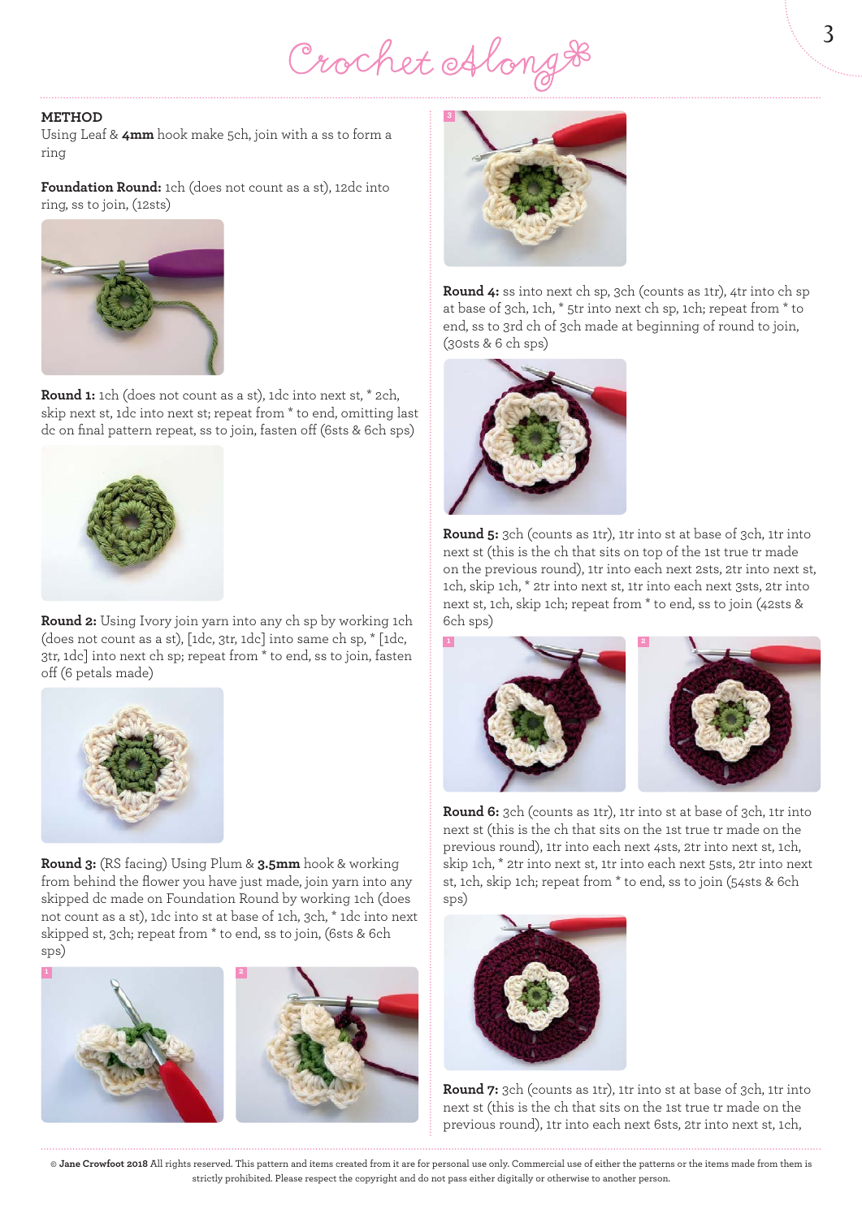**METHOD**

Using Leaf & **4mm** hook make 5ch, join with a ss to form a ring

**Foundation Round:** 1ch (does not count as a st), 12dc into ring, ss to join, (12sts)

**Round 1:** 1ch (does not count as a st), 1dc into next st, * 2ch, skip next st, 1dc into next st; repeat from * to end, omitting last dc on final pattern repeat, ss to join, fasten off (6sts & 6ch sps)

**Round 2:** Using Ivory join yarn into any ch sp by working 1ch (does not count as a st), [1dc, 3tr, 1dc] into same ch sp, * [1dc, 3tr, 1dc] into next ch sp; repeat from * to end, ss to join, fasten off (6 petals made)

**Round 3:** (RS facing) Using Plum & **3.5mm** hook & working from behind the flower you have just made, join yarn into any skipped dc made on Foundation Round by working 1ch (does not count as a st), 1dc into st at base of 1ch, 3ch, * 1dc into next skipped st, 3ch; repeat from * to end, ss to join, (6sts & 6ch sps)

**Round 4:** ss into next ch sp, 3ch (counts as 1tr), 4tr into ch sp at base of 3ch, 1ch, * 5tr into next ch sp, 1ch; repeat from * to end, ss to 3rd ch of 3ch made at beginning of round to join, (30sts & 6 ch sps)

**Round 5:** 3ch (counts as 1tr), 1tr into st at base of 3ch, 1tr into next st (this is the ch that sits on top of the 1st true tr made on the previous round), 1tr into each next 2sts, 2tr into next st, 1ch, skip 1ch, * 2tr into next st, 1tr into each next 3sts, 2tr into next st, 1ch, skip 1ch; repeat from * to end, ss to join (42sts & 6ch sps)

**Round 6:** 3ch (counts as 1tr), 1tr into st at base of 3ch, 1tr into next st (this is the ch that sits on the 1st true tr made on the previous round), 1tr into each next 4sts, 2tr into next st, 1ch, skip 1ch, * 2tr into next st, 1tr into each next 5sts, 2tr into next st, 1ch, skip 1ch; repeat from * to end, ss to join (54sts & 6ch sps)

**Round 7:** 3ch (counts as 1tr), 1tr into st at base of 3ch, 1tr into next st (this is the ch that sits on the 1st true tr made on the previous round), 1tr into each next 6sts, 2tr into next st, 1ch,

© **Jane Crowfoot 2018** All rights reserved. This pattern and items created from it are for personal use only. Commercial use of either the patterns or the items made from them is strictly prohibited. Please respect the copyright and do not pass either digitally or otherwise to another person.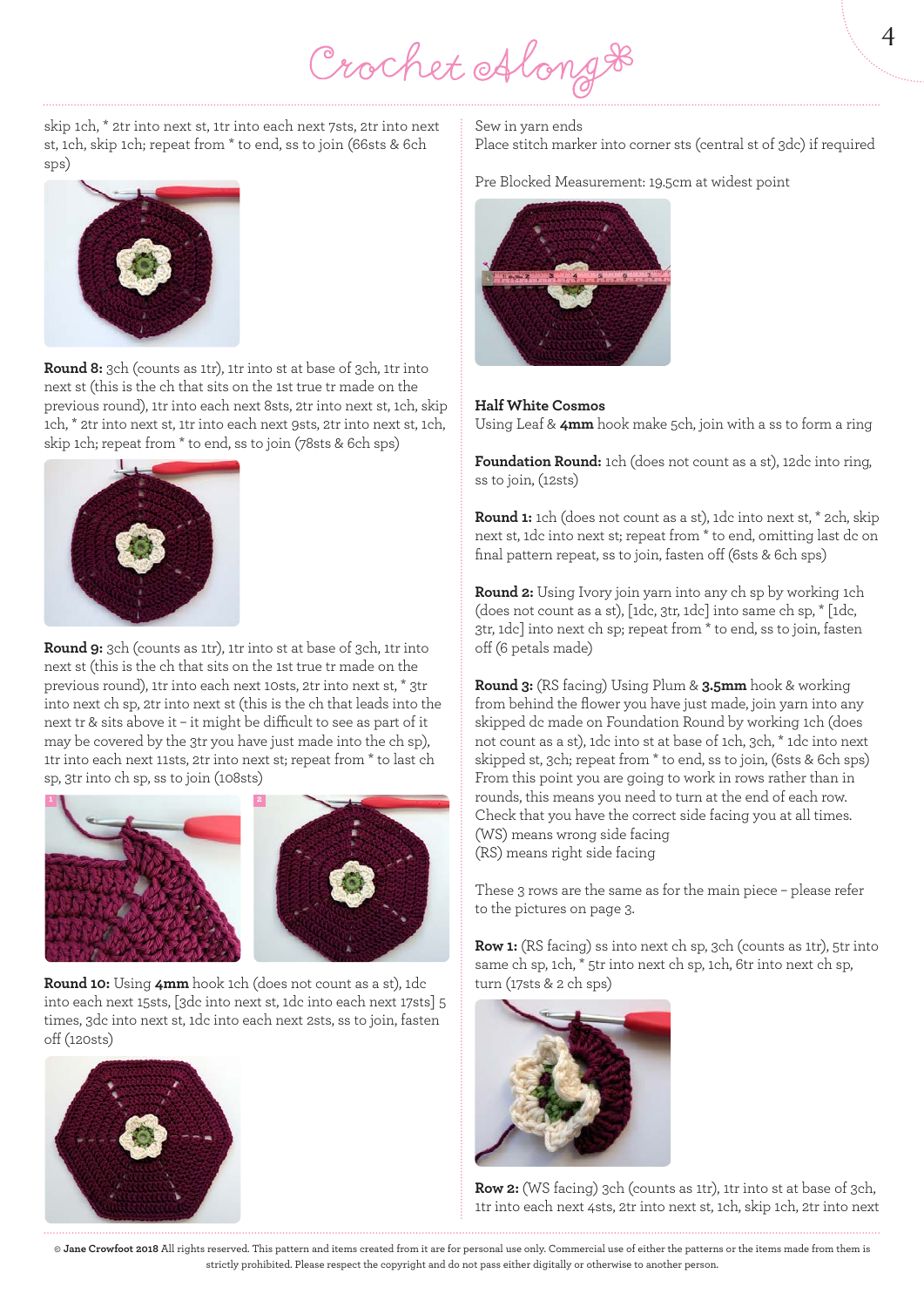skip 1ch, * 2tr into next st, 1tr into each next 7sts, 2tr into next st, 1ch, skip 1ch; repeat from * to end, ss to join (66sts & 6ch sps)

**Round 8:** 3ch (counts as 1tr), 1tr into st at base of 3ch, 1tr into next st (this is the ch that sits on the 1st true tr made on the previous round), 1tr into each next 8sts, 2tr into next st, 1ch, skip 1ch, * 2tr into next st, 1tr into each next 9sts, 2tr into next st, 1ch, skip 1ch; repeat from * to end, ss to join (78sts & 6ch sps)

**Round 9:** 3ch (counts as 1tr), 1tr into st at base of 3ch, 1tr into next st (this is the ch that sits on the 1st true tr made on the previous round), 1tr into each next 10sts, 2tr into next st, * 3tr into next ch sp, 2tr into next st (this is the ch that leads into the next tr & sits above it – it might be difficult to see as part of it may be covered by the 3tr you have just made into the ch sp), 1tr into each next 11sts, 2tr into next st; repeat from * to last ch sp, 3tr into ch sp, ss to join (108sts)

**Round 10:** Using **4mm** hook 1ch (does not count as a st), 1dc into each next 15sts, [3dc into next st, 1dc into each next 17sts] 5 times, 3dc into next st, 1dc into each next 2sts, ss to join, fasten off (120sts)

Sew in yarn ends

Place stitch marker into corner sts (central st of 3dc) if required

Pre Blocked Measurement: 19.5cm at widest point

**Half White Cosmos**

Using Leaf & **4mm** hook make 5ch, join with a ss to form a ring

**Foundation Round:** 1ch (does not count as a st), 12dc into ring, ss to join, (12sts)

**Round 1:** 1ch (does not count as a st), 1dc into next st, * 2ch, skip next st, 1dc into next st; repeat from * to end, omitting last dc on final pattern repeat, ss to join, fasten off (6sts & 6ch sps)

**Round 2:** Using Ivory join yarn into any ch sp by working 1ch (does not count as a st), [1dc, 3tr, 1dc] into same ch sp, * [1dc, 3tr, 1dc] into next ch sp; repeat from * to end, ss to join, fasten off (6 petals made)

**Round 3:** (RS facing) Using Plum & **3.5mm** hook & working from behind the flower you have just made, join yarn into any skipped dc made on Foundation Round by working 1ch (does not count as a st), 1dc into st at base of 1ch, 3ch, * 1dc into next skipped st, 3ch; repeat from * to end, ss to join, (6sts & 6ch sps)

From this point you are going to work in rows rather than in rounds, this means you need to turn at the end of each row. Check that you have the correct side facing you at all times.

(WS) means wrong side facing

(RS) means right side facing

These 3 rows are the same as for the main piece – please refer to the pictures on page 3.

**Row 1:** (RS facing) ss into next ch sp, 3ch (counts as 1tr), 5tr into same ch sp, 1ch, * 5tr into next ch sp, 1ch, 6tr into next ch sp, turn (17sts & 2 ch sps)

**Row 2:** (WS facing) 3ch (counts as 1tr), 1tr into st at base of 3ch, 1tr into each next 4sts, 2tr into next st, 1ch, skip 1ch, 2tr into next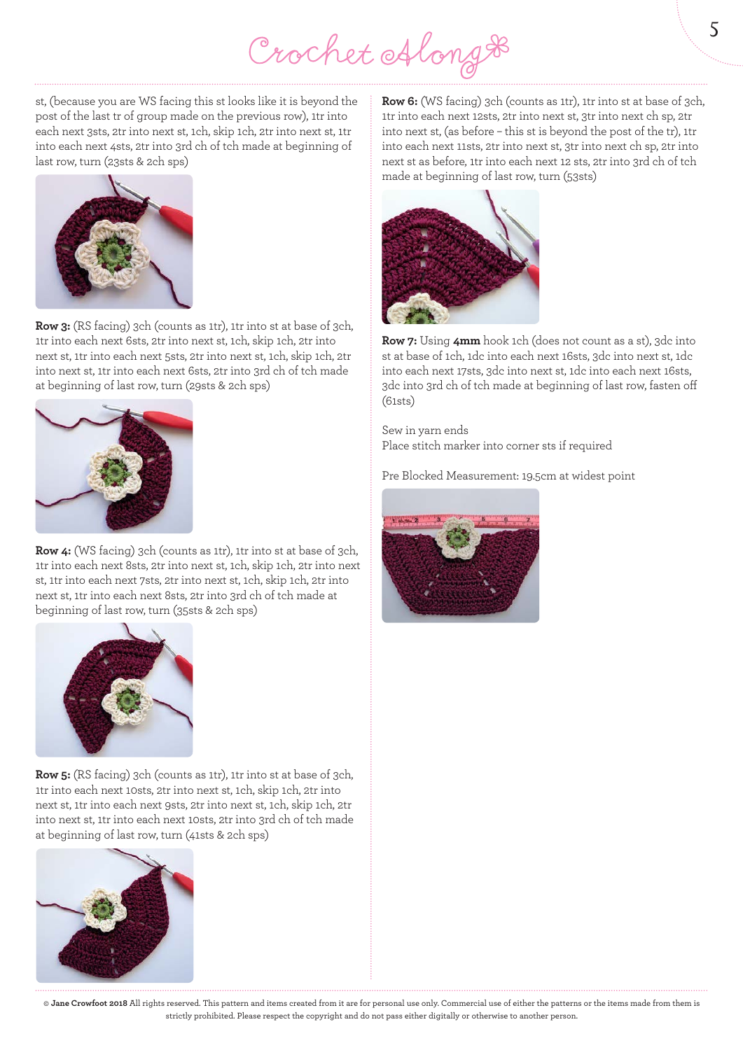st, (because you are WS facing this st looks like it is beyond the post of the last tr of group made on the previous row), 1tr into each next 3sts, 2tr into next st, 1ch, skip 1ch, 2tr into next st, 1tr into each next 4sts, 2tr into 3rd ch of tch made at beginning of last row, turn (23sts & 2ch sps)

**Row 3:** (RS facing) 3ch (counts as 1tr), 1tr into st at base of 3ch, 1tr into each next 6sts, 2tr into next st, 1ch, skip 1ch, 2tr into next st, 1tr into each next 5sts, 2tr into next st, 1ch, skip 1ch, 2tr into next st, 1tr into each next 6sts, 2tr into 3rd ch of tch made at beginning of last row, turn (29sts & 2ch sps)

**Row 4:** (WS facing) 3ch (counts as 1tr), 1tr into st at base of 3ch, 1tr into each next 8sts, 2tr into next st, 1ch, skip 1ch, 2tr into next st, 1tr into each next 7sts, 2tr into next st, 1ch, skip 1ch, 2tr into next st, 1tr into each next 8sts, 2tr into 3rd ch of tch made at beginning of last row, turn (35sts & 2ch sps)

**Row 5:** (RS facing) 3ch (counts as 1tr), 1tr into st at base of 3ch, 1tr into each next 10sts, 2tr into next st, 1ch, skip 1ch, 2tr into next st, 1tr into each next 9sts, 2tr into next st, 1ch, skip 1ch, 2tr into next st, 1tr into each next 10sts, 2tr into 3rd ch of tch made at beginning of last row, turn (41sts & 2ch sps)

**Row 6:** (WS facing) 3ch (counts as 1tr), 1tr into st at base of 3ch, 1tr into each next 12sts, 2tr into next st, 3tr into next ch sp, 2tr into next st, (as before – this st is beyond the post of the tr), 1tr into each next 11sts, 2tr into next st, 3tr into next ch sp, 2tr into next st as before, 1tr into each next 12 sts, 2tr into 3rd ch of tch made at beginning of last row, turn (53sts)

**Row 7:** Using **4mm** hook 1ch (does not count as a st), 3dc into st at base of 1ch, 1dc into each next 16sts, 3dc into next st, 1dc into each next 17sts, 3dc into next st, 1dc into each next 16sts, 3dc into 3rd ch of tch made at beginning of last row, fasten off (61sts)

Sew in yarn ends

Place stitch marker into corner sts if required

Pre Blocked Measurement: 19.5cm at widest point

© **Jane Crowfoot 2018** All rights reserved. This pattern and items created from it are for personal use only. Commercial use of either the patterns or the items made from them is strictly prohibited. Please respect the copyright and do not pass either digitally or otherwise to another person.